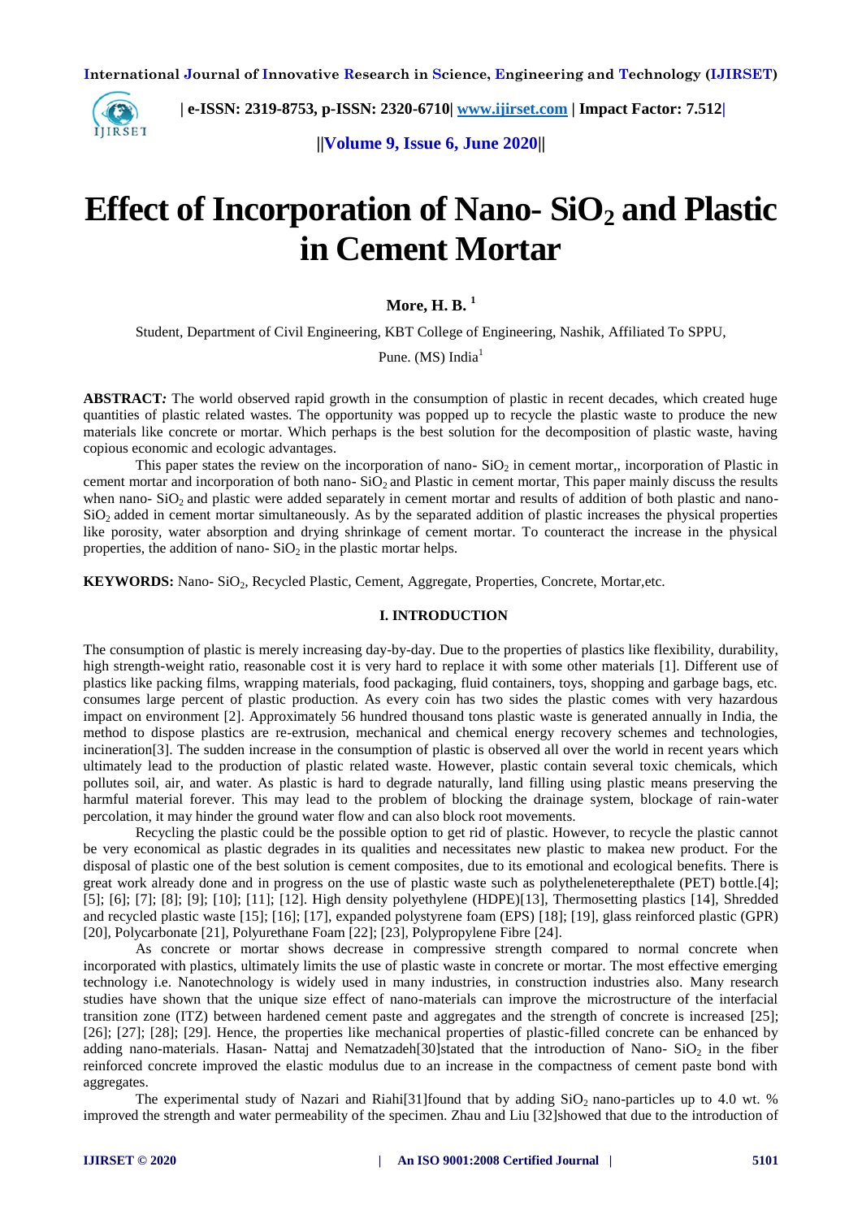# Effect of Incorporation of Nano- $SiO_2$ and Plastic in Cement Mortar

**More, H. B.** [1]

Student, Department of Civil Engineering, KBT College of Engineering, Nashik, Affiliated To SPPU, Pune. (MS) India[1]

**ABSTRACT:** The world observed rapid growth in the consumption of plastic in recent decades, which created huge quantities of plastic related wastes. The opportunity was popped up to recycle the plastic waste to produce the new materials like concrete or mortar. Which perhaps is the best solution for the decomposition of plastic waste, having copious economic and ecologic advantages.

This paper states the review on the incorporation of nano- $SiO_2$ in cement mortar,, incorporation of Plastic in cement mortar and incorporation of both nano- $SiO_2$ and Plastic in cement mortar, This paper mainly discuss the results when nano- $SiO_2$ and plastic were added separately in cement mortar and results of addition of both plastic and nano- $SiO_2$ added in cement mortar simultaneously. As by the separated addition of plastic increases the physical properties like porosity, water absorption and drying shrinkage of cement mortar. To counteract the increase in the physical properties, the addition of nano- $SiO_2$ in the plastic mortar helps.

**KEYWORDS:** Nano- $SiO_2$, Recycled Plastic, Cement, Aggregate, Properties, Concrete, Mortar,etc.

## I. INTRODUCTION

The consumption of plastic is merely increasing day-by-day. Due to the properties of plastics like flexibility, durability, high strength-weight ratio, reasonable cost it is very hard to replace it with some other materials [1]. Different use of plastics like packing films, wrapping materials, food packaging, fluid containers, toys, shopping and garbage bags, etc. consumes large percent of plastic production. As every coin has two sides the plastic comes with very hazardous impact on environment [2]. Approximately 56 hundred thousand tons plastic waste is generated annually in India, the method to dispose plastics are re-extrusion, mechanical and chemical energy recovery schemes and technologies, incineration[3]. The sudden increase in the consumption of plastic is observed all over the world in recent years which ultimately lead to the production of plastic related waste. However, plastic contain several toxic chemicals, which pollutes soil, air, and water. As plastic is hard to degrade naturally, land filling using plastic means preserving the harmful material forever. This may lead to the problem of blocking the drainage system, blockage of rain-water percolation, it may hinder the ground water flow and can also block root movements.

Recycling the plastic could be the possible option to get rid of plastic. However, to recycle the plastic cannot be very economical as plastic degrades in its qualities and necessitates new plastic to makea new product. For the disposal of plastic one of the best solution is cement composites, due to its emotional and ecological benefits. There is great work already done and in progress on the use of plastic waste such as polytheleneterepthalete (PET) bottle.[4]; [5]; [6]; [7]; [8]; [9]; [10]; [11]; [12]. High density polyethylene (HDPE)[13], Thermosetting plastics [14], Shredded and recycled plastic waste [15]; [16]; [17], expanded polystyrene foam (EPS) [18]; [19], glass reinforced plastic (GPR) [20], Polycarbonate [21], Polyurethane Foam [22]; [23], Polypropylene Fibre [24].

As concrete or mortar shows decrease in compressive strength compared to normal concrete when incorporated with plastics, ultimately limits the use of plastic waste in concrete or mortar. The most effective emerging technology i.e. Nanotechnology is widely used in many industries, in construction industries also. Many research studies have shown that the unique size effect of nano-materials can improve the microstructure of the interfacial transition zone (ITZ) between hardened cement paste and aggregates and the strength of concrete is increased [25]; [26]; [27]; [28]; [29]. Hence, the properties like mechanical properties of plastic-filled concrete can be enhanced by adding nano-materials. Hasan- Nattaj and Nematzadeh[30]stated that the introduction of Nano- $SiO_2$ in the fiber reinforced concrete improved the elastic modulus due to an increase in the compactness of cement paste bond with aggregates.

The experimental study of Nazari and Riahi[31]found that by adding $SiO_2$ nano-particles up to 4.0 wt. % improved the strength and water permeability of the specimen. Zhau and Liu [32]showed that due to the introduction of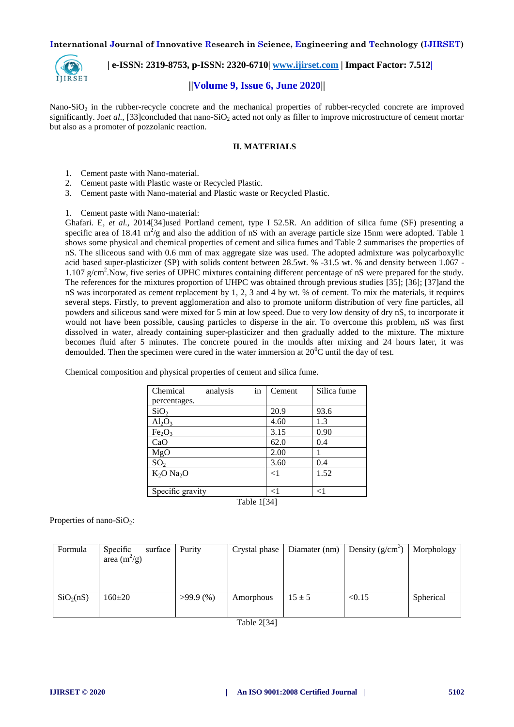Nano-$SiO_2$ in the rubber-recycle concrete and the mechanical properties of rubber-recycled concrete are improved significantly. Jo*et al.,* [33]concluded that nano-$SiO_2$ acted not only as filler to improve microstructure of cement mortar but also as a promoter of pozzolanic reaction.

## II. MATERIALS

1. Cement paste with Nano-material.
2. Cement paste with Plastic waste or Recycled Plastic.
3. Cement paste with Nano-material and Plastic waste or Recycled Plastic.

1. Cement paste with Nano-material:

Ghafari. E, *et al.,* 2014[34]used Portland cement, type I 52.5R. An addition of silica fume (SF) presenting a specific area of 18.41 $m^2/g$ and also the addition of nS with an average particle size 15nm were adopted. Table 1 shows some physical and chemical properties of cement and silica fumes and Table 2 summarises the properties of nS. The siliceous sand with 0.6 mm of max aggregate size was used. The adopted admixture was polycarboxylic acid based super-plasticizer (SP) with solids content between 28.5wt. % -31.5 wt. % and density between 1.067 - 1.107 $g/cm^2$.Now, five series of UPHC mixtures containing different percentage of nS were prepared for the study. The references for the mixtures proportion of UHPC was obtained through previous studies [35]; [36]; [37]and the nS was incorporated as cement replacement by 1, 2, 3 and 4 by wt. % of cement. To mix the materials, it requires several steps. Firstly, to prevent agglomeration and also to promote uniform distribution of very fine particles, all powders and siliceous sand were mixed for 5 min at low speed. Due to very low density of dry nS, to incorporate it would not have been possible, causing particles to disperse in the air. To overcome this problem, nS was first dissolved in water, already containing super-plasticizer and then gradually added to the mixture. The mixture becomes fluid after 5 minutes. The concrete poured in the moulds after mixing and 24 hours later, it was demoulded. Then the specimen were cured in the water immersion at $20^0$C until the day of test.

Chemical composition and physical properties of cement and silica fume.

| Chemical analysis in percentages. | Cement | Silica fume |
|---|---|---|
| $SiO_2$ | 20.9 | 93.6 |
| $Al_2O_3$ | 4.60 | 1.3 |
| $Fe_2O_3$ | 3.15 | 0.90 |
| CaO | 62.0 | 0.4 |
| MgO | 2.00 | 1 |
| $SO_2$ | 3.60 | 0.4 |
| $K_2O$ $Na_2O$ | <1 | 1.52 |
| Specific gravity | <1 | <1 |

Table 1[34]

Properties of nano-$SiO_2$:

| Formula | Specific surface area ($m^2/g$) | Purity | Crystal phase | Diamater (nm) | Density ($g/cm^3$) | Morphology |
|---|---|---|---|---|---|---|
| $SiO_2$(nS) | 160±20 | >99.9 (%) | Amorphous | 15 ± 5 | <0.15 | Spherical |

Table 2[34]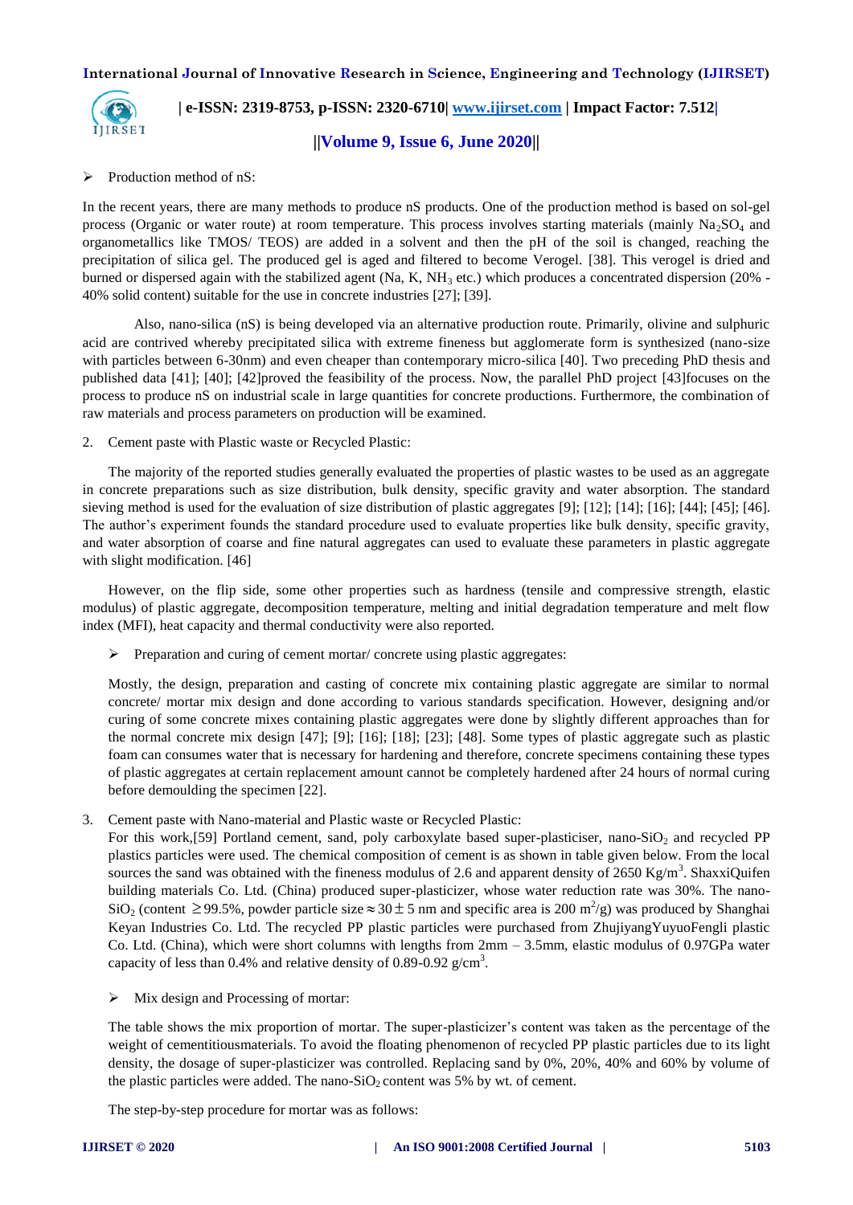➢ Production method of nS:

In the recent years, there are many methods to produce nS products. One of the production method is based on sol-gel process (Organic or water route) at room temperature. This process involves starting materials (mainly $Na_2SO_4$ and organometallics like TMOS/ TEOS) are added in a solvent and then the pH of the soil is changed, reaching the precipitation of silica gel. The produced gel is aged and filtered to become Verogel. [38]. This verogel is dried and burned or dispersed again with the stabilized agent (Na, K, $NH_3$ etc.) which produces a concentrated dispersion (20% - 40% solid content) suitable for the use in concrete industries [27]; [39].

Also, nano-silica (nS) is being developed via an alternative production route. Primarily, olivine and sulphuric acid are contrived whereby precipitated silica with extreme fineness but agglomerate form is synthesized (nano-size with particles between 6-30nm) and even cheaper than contemporary micro-silica [40]. Two preceding PhD thesis and published data [41]; [40]; [42]proved the feasibility of the process. Now, the parallel PhD project [43]focuses on the process to produce nS on industrial scale in large quantities for concrete productions. Furthermore, the combination of raw materials and process parameters on production will be examined.

2. Cement paste with Plastic waste or Recycled Plastic:

The majority of the reported studies generally evaluated the properties of plastic wastes to be used as an aggregate in concrete preparations such as size distribution, bulk density, specific gravity and water absorption. The standard sieving method is used for the evaluation of size distribution of plastic aggregates [9]; [12]; [14]; [16]; [44]; [45]; [46]. The author's experiment founds the standard procedure used to evaluate properties like bulk density, specific gravity, and water absorption of coarse and fine natural aggregates can used to evaluate these parameters in plastic aggregate with slight modification. [46]

However, on the flip side, some other properties such as hardness (tensile and compressive strength, elastic modulus) of plastic aggregate, decomposition temperature, melting and initial degradation temperature and melt flow index (MFI), heat capacity and thermal conductivity were also reported.

➢ Preparation and curing of cement mortar/ concrete using plastic aggregates:

Mostly, the design, preparation and casting of concrete mix containing plastic aggregate are similar to normal concrete/ mortar mix design and done according to various standards specification. However, designing and/or curing of some concrete mixes containing plastic aggregates were done by slightly different approaches than for the normal concrete mix design [47]; [9]; [16]; [18]; [23]; [48]. Some types of plastic aggregate such as plastic foam can consumes water that is necessary for hardening and therefore, concrete specimens containing these types of plastic aggregates at certain replacement amount cannot be completely hardened after 24 hours of normal curing before demoulding the specimen [22].

3. Cement paste with Nano-material and Plastic waste or Recycled Plastic:

For this work,[59] Portland cement, sand, poly carboxylate based super-plasticiser, nano-$SiO_2$ and recycled PP plastics particles were used. The chemical composition of cement is as shown in table given below. From the local sources the sand was obtained with the fineness modulus of 2.6 and apparent density of 2650 $Kg/m^3$. ShaxxiQuifen building materials Co. Ltd. (China) produced super-plasticizer, whose water reduction rate was 30%. The nano-$SiO_2$ (content $\geq$99.5%, powder particle size$\approx$30$\pm$5 nm and specific area is 200 $m^2/g$) was produced by Shanghai Keyan Industries Co. Ltd. The recycled PP plastic particles were purchased from ZhujiyangYuyuoFengli plastic Co. Ltd. (China), which were short columns with lengths from 2mm – 3.5mm, elastic modulus of 0.97GPa water capacity of less than 0.4% and relative density of 0.89-0.92 $g/cm^3$.

➢ Mix design and Processing of mortar:

The table shows the mix proportion of mortar. The super-plasticizer's content was taken as the percentage of the weight of cementitiousmaterials. To avoid the floating phenomenon of recycled PP plastic particles due to its light density, the dosage of super-plasticizer was controlled. Replacing sand by 0%, 20%, 40% and 60% by volume of the plastic particles were added. The nano-$SiO_2$ content was 5% by wt. of cement.

The step-by-step procedure for mortar was as follows: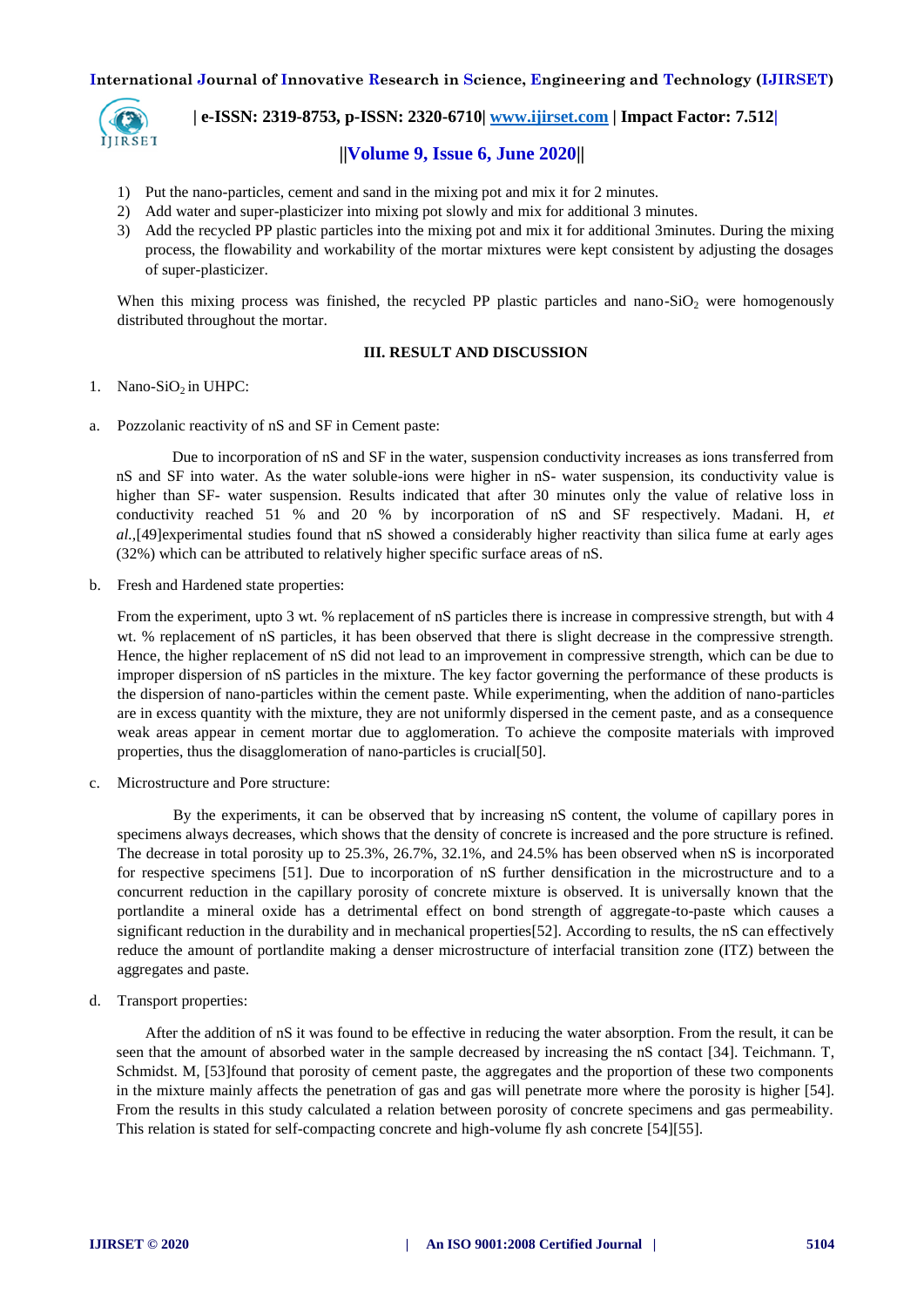1) Put the nano-particles, cement and sand in the mixing pot and mix it for 2 minutes.
2) Add water and super-plasticizer into mixing pot slowly and mix for additional 3 minutes.
3) Add the recycled PP plastic particles into the mixing pot and mix it for additional 3minutes. During the mixing process, the flowability and workability of the mortar mixtures were kept consistent by adjusting the dosages of super-plasticizer.

When this mixing process was finished, the recycled PP plastic particles and nano-$SiO_2$ were homogenously distributed throughout the mortar.

## III. RESULT AND DISCUSSION

1. Nano-$SiO_2$ in UHPC:

a. Pozzolanic reactivity of nS and SF in Cement paste:

Due to incorporation of nS and SF in the water, suspension conductivity increases as ions transferred from nS and SF into water. As the water soluble-ions were higher in nS- water suspension, its conductivity value is higher than SF- water suspension. Results indicated that after 30 minutes only the value of relative loss in conductivity reached 51 % and 20 % by incorporation of nS and SF respectively. Madani. H, *et al.*,[49]experimental studies found that nS showed a considerably higher reactivity than silica fume at early ages (32%) which can be attributed to relatively higher specific surface areas of nS.

b. Fresh and Hardened state properties:

From the experiment, upto 3 wt. % replacement of nS particles there is increase in compressive strength, but with 4 wt. % replacement of nS particles, it has been observed that there is slight decrease in the compressive strength. Hence, the higher replacement of nS did not lead to an improvement in compressive strength, which can be due to improper dispersion of nS particles in the mixture. The key factor governing the performance of these products is the dispersion of nano-particles within the cement paste. While experimenting, when the addition of nano-particles are in excess quantity with the mixture, they are not uniformly dispersed in the cement paste, and as a consequence weak areas appear in cement mortar due to agglomeration. To achieve the composite materials with improved properties, thus the disagglomeration of nano-particles is crucial[50].

c. Microstructure and Pore structure:

By the experiments, it can be observed that by increasing nS content, the volume of capillary pores in specimens always decreases, which shows that the density of concrete is increased and the pore structure is refined. The decrease in total porosity up to 25.3%, 26.7%, 32.1%, and 24.5% has been observed when nS is incorporated for respective specimens [51]. Due to incorporation of nS further densification in the microstructure and to a concurrent reduction in the capillary porosity of concrete mixture is observed. It is universally known that the portlandite a mineral oxide has a detrimental effect on bond strength of aggregate-to-paste which causes a significant reduction in the durability and in mechanical properties[52]. According to results, the nS can effectively reduce the amount of portlandite making a denser microstructure of interfacial transition zone (ITZ) between the aggregates and paste.

d. Transport properties:

After the addition of nS it was found to be effective in reducing the water absorption. From the result, it can be seen that the amount of absorbed water in the sample decreased by increasing the nS contact [34]. Teichmann. T, Schmidst. M, [53]found that porosity of cement paste, the aggregates and the proportion of these two components in the mixture mainly affects the penetration of gas and gas will penetrate more where the porosity is higher [54]. From the results in this study calculated a relation between porosity of concrete specimens and gas permeability. This relation is stated for self-compacting concrete and high-volume fly ash concrete [54][55].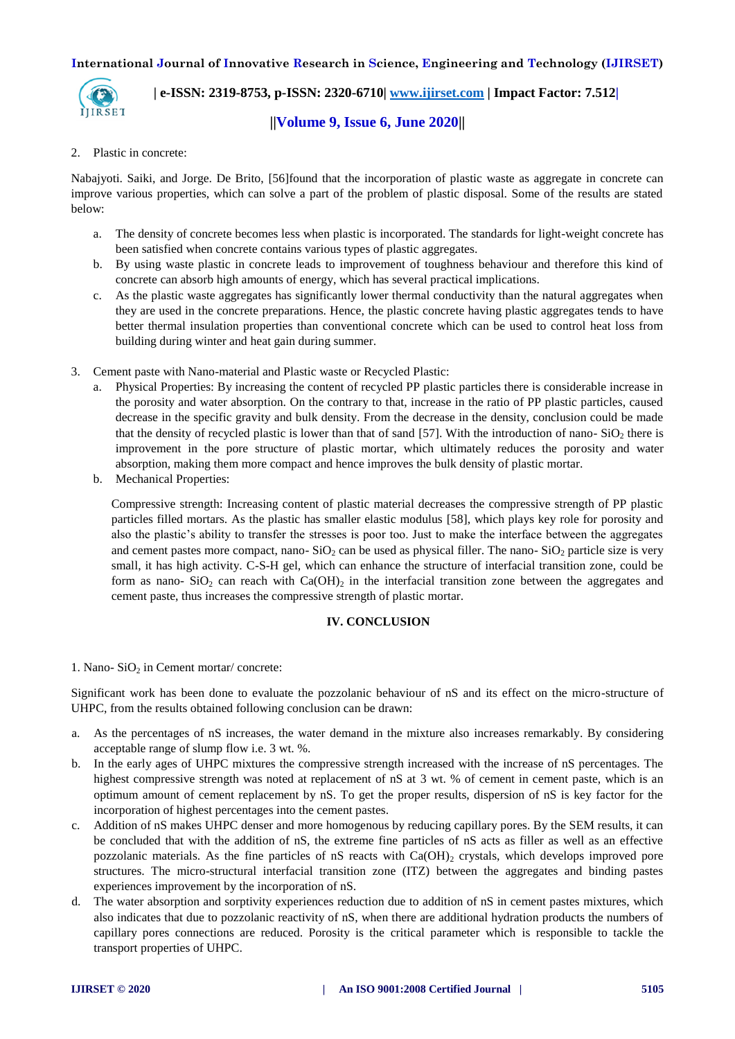2. Plastic in concrete:

Nabajyoti. Saiki, and Jorge. De Brito, [56]found that the incorporation of plastic waste as aggregate in concrete can improve various properties, which can solve a part of the problem of plastic disposal. Some of the results are stated below:

a. The density of concrete becomes less when plastic is incorporated. The standards for light-weight concrete has been satisfied when concrete contains various types of plastic aggregates.
b. By using waste plastic in concrete leads to improvement of toughness behaviour and therefore this kind of concrete can absorb high amounts of energy, which has several practical implications.
c. As the plastic waste aggregates has significantly lower thermal conductivity than the natural aggregates when they are used in the concrete preparations. Hence, the plastic concrete having plastic aggregates tends to have better thermal insulation properties than conventional concrete which can be used to control heat loss from building during winter and heat gain during summer.

3. Cement paste with Nano-material and Plastic waste or Recycled Plastic:
   a. Physical Properties: By increasing the content of recycled PP plastic particles there is considerable increase in the porosity and water absorption. On the contrary to that, increase in the ratio of PP plastic particles, caused decrease in the specific gravity and bulk density. From the decrease in the density, conclusion could be made that the density of recycled plastic is lower than that of sand [57]. With the introduction of nano- $SiO_2$ there is improvement in the pore structure of plastic mortar, which ultimately reduces the porosity and water absorption, making them more compact and hence improves the bulk density of plastic mortar.
   b. Mechanical Properties:

   Compressive strength: Increasing content of plastic material decreases the compressive strength of PP plastic particles filled mortars. As the plastic has smaller elastic modulus [58], which plays key role for porosity and also the plastic's ability to transfer the stresses is poor too. Just to make the interface between the aggregates and cement pastes more compact, nano- $SiO_2$ can be used as physical filler. The nano- $SiO_2$ particle size is very small, it has high activity. C-S-H gel, which can enhance the structure of interfacial transition zone, could be form as nano- $SiO_2$ can reach with $Ca(OH)_2$ in the interfacial transition zone between the aggregates and cement paste, thus increases the compressive strength of plastic mortar.

## IV. CONCLUSION

1. Nano- $SiO_2$ in Cement mortar/ concrete:

Significant work has been done to evaluate the pozzolanic behaviour of nS and its effect on the micro-structure of UHPC, from the results obtained following conclusion can be drawn:

a. As the percentages of nS increases, the water demand in the mixture also increases remarkably. By considering acceptable range of slump flow i.e. 3 wt. %.
b. In the early ages of UHPC mixtures the compressive strength increased with the increase of nS percentages. The highest compressive strength was noted at replacement of nS at 3 wt. % of cement in cement paste, which is an optimum amount of cement replacement by nS. To get the proper results, dispersion of nS is key factor for the incorporation of highest percentages into the cement pastes.
c. Addition of nS makes UHPC denser and more homogenous by reducing capillary pores. By the SEM results, it can be concluded that with the addition of nS, the extreme fine particles of nS acts as filler as well as an effective pozzolanic materials. As the fine particles of nS reacts with $Ca(OH)_2$ crystals, which develops improved pore structures. The micro-structural interfacial transition zone (ITZ) between the aggregates and binding pastes experiences improvement by the incorporation of nS.
d. The water absorption and sorptivity experiences reduction due to addition of nS in cement pastes mixtures, which also indicates that due to pozzolanic reactivity of nS, when there are additional hydration products the numbers of capillary pores connections are reduced. Porosity is the critical parameter which is responsible to tackle the transport properties of UHPC.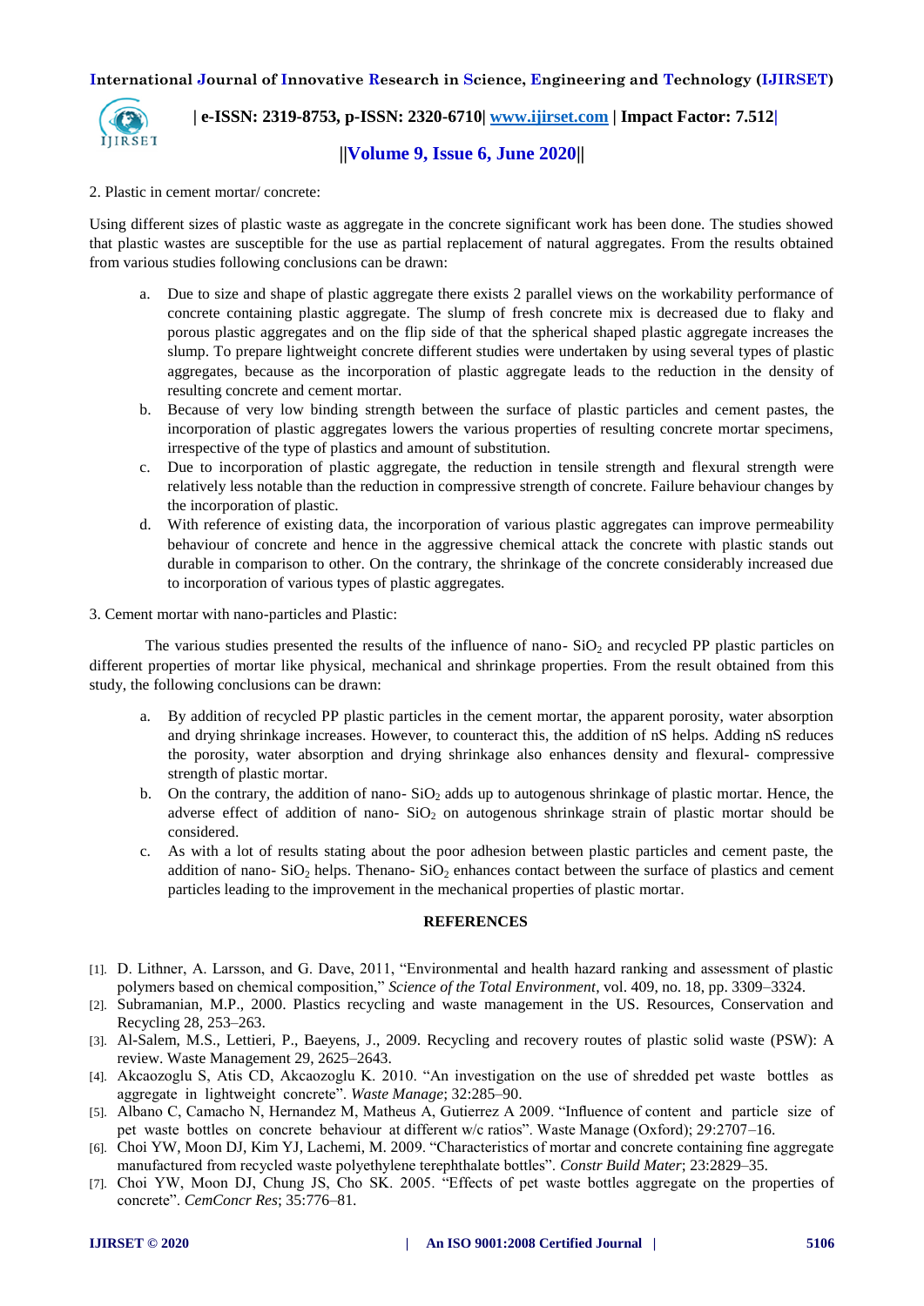2. Plastic in cement mortar/ concrete:

Using different sizes of plastic waste as aggregate in the concrete significant work has been done. The studies showed that plastic wastes are susceptible for the use as partial replacement of natural aggregates. From the results obtained from various studies following conclusions can be drawn:

a. Due to size and shape of plastic aggregate there exists 2 parallel views on the workability performance of concrete containing plastic aggregate. The slump of fresh concrete mix is decreased due to flaky and porous plastic aggregates and on the flip side of that the spherical shaped plastic aggregate increases the slump. To prepare lightweight concrete different studies were undertaken by using several types of plastic aggregates, because as the incorporation of plastic aggregate leads to the reduction in the density of resulting concrete and cement mortar.
b. Because of very low binding strength between the surface of plastic particles and cement pastes, the incorporation of plastic aggregates lowers the various properties of resulting concrete mortar specimens, irrespective of the type of plastics and amount of substitution.
c. Due to incorporation of plastic aggregate, the reduction in tensile strength and flexural strength were relatively less notable than the reduction in compressive strength of concrete. Failure behaviour changes by the incorporation of plastic.
d. With reference of existing data, the incorporation of various plastic aggregates can improve permeability behaviour of concrete and hence in the aggressive chemical attack the concrete with plastic stands out durable in comparison to other. On the contrary, the shrinkage of the concrete considerably increased due to incorporation of various types of plastic aggregates.

3. Cement mortar with nano-particles and Plastic:

The various studies presented the results of the influence of nano- $SiO_2$ and recycled PP plastic particles on different properties of mortar like physical, mechanical and shrinkage properties. From the result obtained from this study, the following conclusions can be drawn:

a. By addition of recycled PP plastic particles in the cement mortar, the apparent porosity, water absorption and drying shrinkage increases. However, to counteract this, the addition of nS helps. Adding nS reduces the porosity, water absorption and drying shrinkage also enhances density and flexural- compressive strength of plastic mortar.
b. On the contrary, the addition of nano- $SiO_2$ adds up to autogenous shrinkage of plastic mortar. Hence, the adverse effect of addition of nano- $SiO_2$ on autogenous shrinkage strain of plastic mortar should be considered.
c. As with a lot of results stating about the poor adhesion between plastic particles and cement paste, the addition of nano- $SiO_2$ helps. Thenano- $SiO_2$ enhances contact between the surface of plastics and cement particles leading to the improvement in the mechanical properties of plastic mortar.

## REFERENCES

[1]. D. Lithner, A. Larsson, and G. Dave, 2011, "Environmental and health hazard ranking and assessment of plastic polymers based on chemical composition," *Science of the Total Environment*, vol. 409, no. 18, pp. 3309–3324.

[2]. Subramanian, M.P., 2000. Plastics recycling and waste management in the US. Resources, Conservation and Recycling 28, 253–263.

[3]. Al-Salem, M.S., Lettieri, P., Baeyens, J., 2009. Recycling and recovery routes of plastic solid waste (PSW): A review. Waste Management 29, 2625–2643.

[4]. Akcaozoglu S, Atis CD, Akcaozoglu K. 2010. "An investigation on the use of shredded pet waste bottles as aggregate in lightweight concrete". *Waste Manage*; 32:285–90.

[5]. Albano C, Camacho N, Hernandez M, Matheus A, Gutierrez A 2009. "Influence of content and particle size of pet waste bottles on concrete behaviour at different w/c ratios". Waste Manage (Oxford); 29:2707–16.

[6]. Choi YW, Moon DJ, Kim YJ, Lachemi, M. 2009. "Characteristics of mortar and concrete containing fine aggregate manufactured from recycled waste polyethylene terephthalate bottles". *Constr Build Mater*; 23:2829–35.

[7]. Choi YW, Moon DJ, Chung JS, Cho SK. 2005. "Effects of pet waste bottles aggregate on the properties of concrete". *CemConcr Res*; 35:776–81.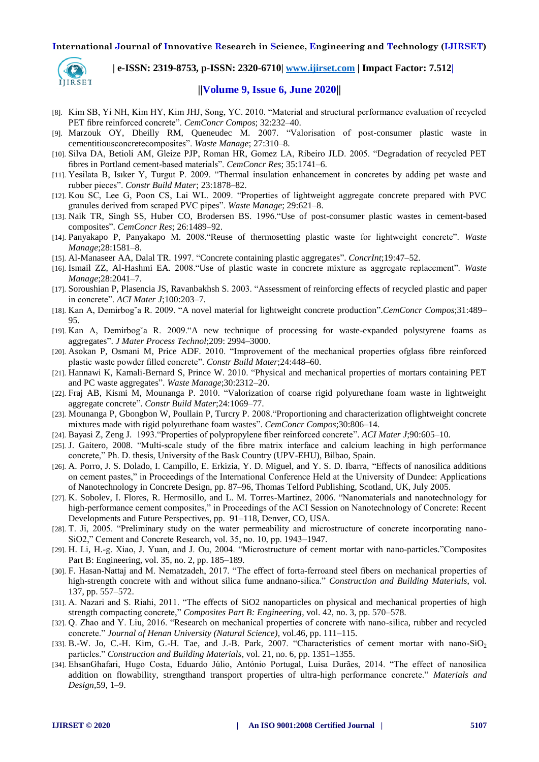[8]. Kim SB, Yi NH, Kim HY, Kim JHJ, Song, YC. 2010. "Material and structural performance evaluation of recycled PET fibre reinforced concrete". *CemConcr Compos*; 32:232–40.

[9]. Marzouk OY, Dheilly RM, Queneudec M. 2007. "Valorisation of post-consumer plastic waste in cementitiousconcretecomposites". *Waste Manage*; 27:310–8.

[10]. Silva DA, Betioli AM, Gleize PJP, Roman HR, Gomez LA, Ribeiro JLD. 2005. "Degradation of recycled PET fibres in Portland cement-based materials". *CemConcr Res*; 35:1741–6.

[11]. Yesilata B, Isıker Y, Turgut P. 2009. "Thermal insulation enhancement in concretes by adding pet waste and rubber pieces". *Constr Build Mater*; 23:1878–82.

[12]. Kou SC, Lee G, Poon CS, Lai WL. 2009. "Properties of lightweight aggregate concrete prepared with PVC granules derived from scraped PVC pipes". *Waste Manage*; 29:621–8.

[13]. Naik TR, Singh SS, Huber CO, Brodersen BS. 1996."Use of post-consumer plastic wastes in cement-based composites". *CemConcr Res*; 26:1489–92.

[14]. Panyakapo P, Panyakapo M. 2008."Reuse of thermosetting plastic waste for lightweight concrete". *Waste Manage*;28:1581–8.

[15]. Al-Manaseer AA, Dalal TR. 1997. "Concrete containing plastic aggregates". *ConcrInt*;19:47–52.

[16]. Ismail ZZ, Al-Hashmi EA. 2008."Use of plastic waste in concrete mixture as aggregate replacement". *Waste Manage*;28:2041–7.

[17]. Soroushian P, Plasencia JS, Ravanbakhsh S. 2003. "Assessment of reinforcing effects of recycled plastic and paper in concrete". *ACI Mater J*;100:203–7.

[18]. Kan A, Demirbog˘a R. 2009. "A novel material for lightweight concrete production".*CemConcr Compos*;31:489–95.

[19]. Kan A, Demirbog˘a R. 2009."A new technique of processing for waste-expanded polystyrene foams as aggregates". *J Mater Process Technol*;209: 2994–3000.

[20]. Asokan P, Osmani M, Price ADF. 2010. "Improvement of the mechanical properties ofglass fibre reinforced plastic waste powder filled concrete". *Constr Build Mater*;24:448–60.

[21]. Hannawi K, Kamali-Bernard S, Prince W. 2010. "Physical and mechanical properties of mortars containing PET and PC waste aggregates". *Waste Manage*;30:2312–20.

[22]. Fraj AB, Kismi M, Mounanga P. 2010. "Valorization of coarse rigid polyurethane foam waste in lightweight aggregate concrete". *Constr Build Mater*;24:1069–77.

[23]. Mounanga P, Gbongbon W, Poullain P, Turcry P. 2008."Proportioning and characterization oflightweight concrete mixtures made with rigid polyurethane foam wastes". *CemConcr Compos*;30:806–14.

[24]. Bayasi Z, Zeng J. 1993."Properties of polypropylene fiber reinforced concrete". *ACI Mater J*;90:605–10.

[25]. J. Gaitero, 2008. "Multi-scale study of the fibre matrix interface and calcium leaching in high performance concrete," Ph. D. thesis, University of the Bask Country (UPV-EHU), Bilbao, Spain.

[26]. A. Porro, J. S. Dolado, I. Campillo, E. Erkizia, Y. D. Miguel, and Y. S. D. Ibarra, "Effects of nanosilica additions on cement pastes," in Proceedings of the International Conference Held at the University of Dundee: Applications of Nanotechnology in Concrete Design, pp. 87–96, Thomas Telford Publishing, Scotland, UK, July 2005.

[27]. K. Sobolev, I. Flores, R. Hermosillo, and L. M. Torres-Martinez, 2006. "Nanomaterials and nanotechnology for high-performance cement composites," in Proceedings of the ACI Session on Nanotechnology of Concrete: Recent Developments and Future Perspectives, pp. 91–118, Denver, CO, USA.

[28]. T. Ji, 2005. "Preliminary study on the water permeability and microstructure of concrete incorporating nano-SiO2," Cement and Concrete Research, vol. 35, no. 10, pp. 1943–1947.

[29]. H. Li, H.-g. Xiao, J. Yuan, and J. Ou, 2004. "Microstructure of cement mortar with nano-particles."Composites Part B: Engineering, vol. 35, no. 2, pp. 185–189.

[30]. F. Hasan-Nattaj and M. Nematzadeh, 2017. "The effect of forta-ferroand steel fibers on mechanical properties of high-strength concrete with and without silica fume andnano-silica." *Construction and Building Materials*, vol. 137, pp. 557–572.

[31]. A. Nazari and S. Riahi, 2011. "The effects of SiO2 nanoparticles on physical and mechanical properties of high strength compacting concrete," *Composites Part B: Engineering*, vol. 42, no. 3, pp. 570–578.

[32]. Q. Zhao and Y. Liu, 2016. "Research on mechanical properties of concrete with nano-silica, rubber and recycled concrete." *Journal of Henan University (Natural Science)*, vol.46, pp. 111–115.

[33]. B.-W. Jo, C.-H. Kim, G.-H. Tae, and J.-B. Park, 2007. "Characteristics of cement mortar with nano-$SiO_2$ particles." *Construction and Building Materials*, vol. 21, no. 6, pp. 1351–1355.

[34]. EhsanGhafari, Hugo Costa, Eduardo Júlio, António Portugal, Luisa Durães, 2014. "The effect of nanosilica addition on flowability, strengthand transport properties of ultra-high performance concrete." *Materials and Design*,59, 1–9.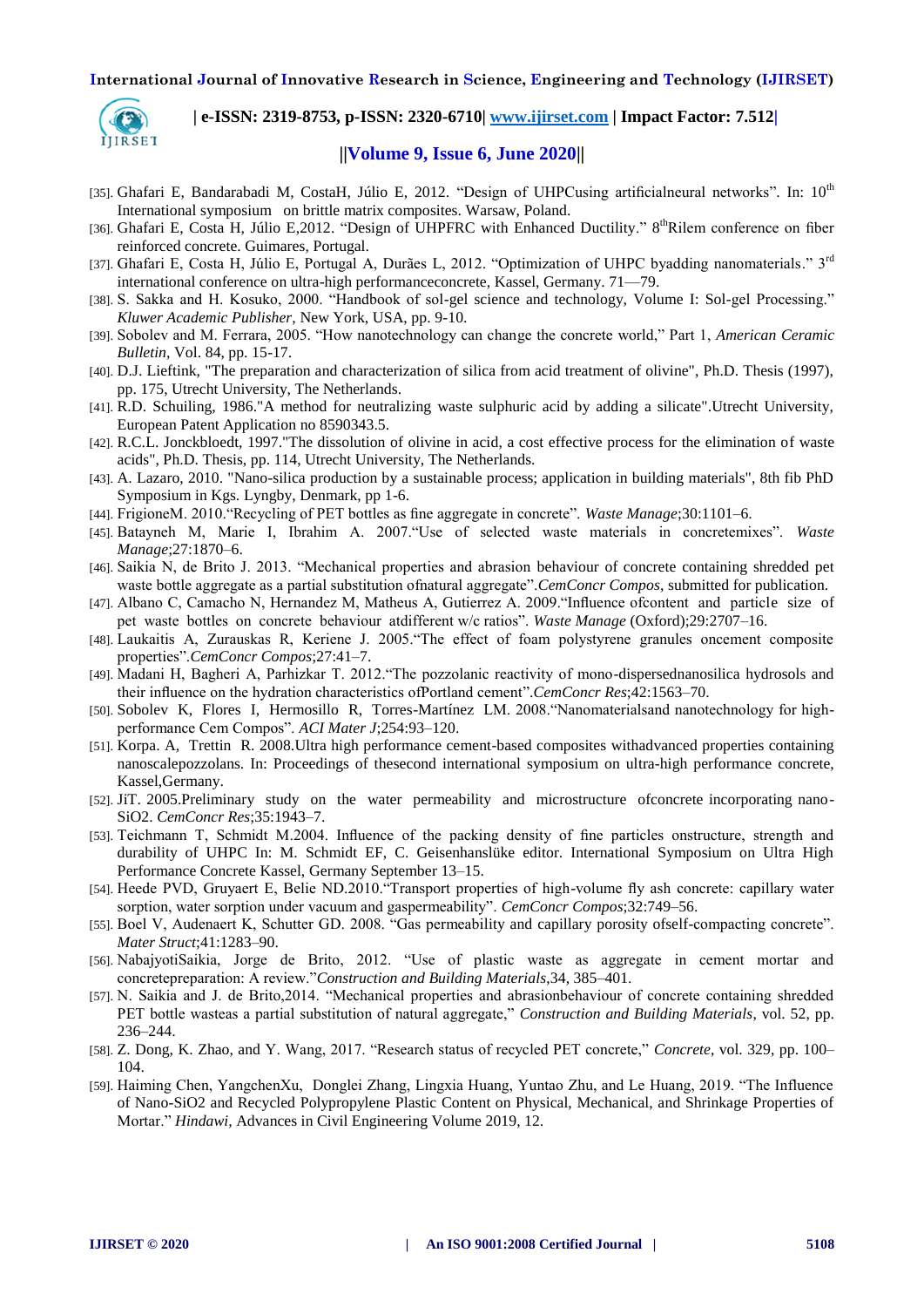[35]. Ghafari E, Bandarabadi M, CostaH, Júlio E, 2012. "Design of UHPCusing artificialneural networks". In: 10th International symposium on brittle matrix composites. Warsaw, Poland.

[36]. Ghafari E, Costa H, Júlio E,2012. "Design of UHPFRC with Enhanced Ductility." 8thRilem conference on fiber reinforced concrete. Guimares, Portugal.

[37]. Ghafari E, Costa H, Júlio E, Portugal A, Durães L, 2012. "Optimization of UHPC byadding nanomaterials." 3rd international conference on ultra-high performanceconcrete, Kassel, Germany. 71—79.

[38]. S. Sakka and H. Kosuko, 2000. "Handbook of sol-gel science and technology, Volume I: Sol-gel Processing." *Kluwer Academic Publisher,* New York, USA, pp. 9-10.

[39]. Sobolev and M. Ferrara, 2005. "How nanotechnology can change the concrete world," Part 1, *American Ceramic Bulletin,* Vol. 84, pp. 15-17.

[40]. D.J. Lieftink, "The preparation and characterization of silica from acid treatment of olivine", Ph.D. Thesis (1997), pp. 175, Utrecht University, The Netherlands.

[41]. R.D. Schuiling, 1986."A method for neutralizing waste sulphuric acid by adding a silicate".Utrecht University, European Patent Application no 8590343.5.

[42]. R.C.L. Jonckbloedt, 1997."The dissolution of olivine in acid, a cost effective process for the elimination of waste acids", Ph.D. Thesis, pp. 114, Utrecht University, The Netherlands.

[43]. A. Lazaro, 2010. "Nano-silica production by a sustainable process; application in building materials", 8th fib PhD Symposium in Kgs. Lyngby, Denmark, pp 1-6.

[44]. FrigioneM. 2010."Recycling of PET bottles as fine aggregate in concrete". *Waste Manage*;30:1101–6.

[45]. Batayneh M, Marie I, Ibrahim A. 2007."Use of selected waste materials in concretemixes". *Waste Manage*;27:1870–6.

[46]. Saikia N, de Brito J. 2013. "Mechanical properties and abrasion behaviour of concrete containing shredded pet waste bottle aggregate as a partial substitution ofnatural aggregate".*CemConcr Compos*, submitted for publication.

[47]. Albano C, Camacho N, Hernandez M, Matheus A, Gutierrez A. 2009."Influence ofcontent and particle size of pet waste bottles on concrete behaviour atdifferent w/c ratios". *Waste Manage* (Oxford);29:2707–16.

[48]. Laukaitis A, Zurauskas R, Keriene J. 2005."The effect of foam polystyrene granules oncement composite properties".*CemConcr Compos*;27:41–7.

[49]. Madani H, Bagheri A, Parhizkar T. 2012."The pozzolanic reactivity of mono-dispersednanosilica hydrosols and their influence on the hydration characteristics ofPortland cement".*CemConcr Res*;42:1563–70.

[50]. Sobolev K, Flores I, Hermosillo R, Torres-Martínez LM. 2008."Nanomaterialsand nanotechnology for high-performance Cem Compos". *ACI Mater J*;254:93–120.

[51]. Korpa. A, Trettin R. 2008.Ultra high performance cement-based composites withadvanced properties containing nanoscalepozzolans. In: Proceedings of thesecond international symposium on ultra-high performance concrete, Kassel,Germany.

[52]. JiT. 2005.Preliminary study on the water permeability and microstructure ofconcrete incorporating nano-SiO2. *CemConcr Res*;35:1943–7.

[53]. Teichmann T, Schmidt M.2004. Influence of the packing density of fine particles onstructure, strength and durability of UHPC In: M. Schmidt EF, C. Geisenhanslüke editor. International Symposium on Ultra High Performance Concrete Kassel, Germany September 13–15.

[54]. Heede PVD, Gruyaert E, Belie ND.2010."Transport properties of high-volume fly ash concrete: capillary water sorption, water sorption under vacuum and gaspermeability". *CemConcr Compos*;32:749–56.

[55]. Boel V, Audenaert K, Schutter GD. 2008. "Gas permeability and capillary porosity ofself-compacting concrete". *Mater Struct*;41:1283–90.

[56]. NabajyotiSaikia, Jorge de Brito, 2012. "Use of plastic waste as aggregate in cement mortar and concretepreparation: A review."*Construction and Building Materials,*34, 385–401.

[57]. N. Saikia and J. de Brito,2014. "Mechanical properties and abrasionbehaviour of concrete containing shredded PET bottle wasteas a partial substitution of natural aggregate," *Construction and Building Materials*, vol. 52, pp. 236–244.

[58]. Z. Dong, K. Zhao, and Y. Wang, 2017. "Research status of recycled PET concrete," *Concrete*, vol. 329, pp. 100–104.

[59]. Haiming Chen, YangchenXu, Donglei Zhang, Lingxia Huang, Yuntao Zhu, and Le Huang, 2019. "The Influence of Nano-SiO2 and Recycled Polypropylene Plastic Content on Physical, Mechanical, and Shrinkage Properties of Mortar." *Hindawi,* Advances in Civil Engineering Volume 2019, 12.